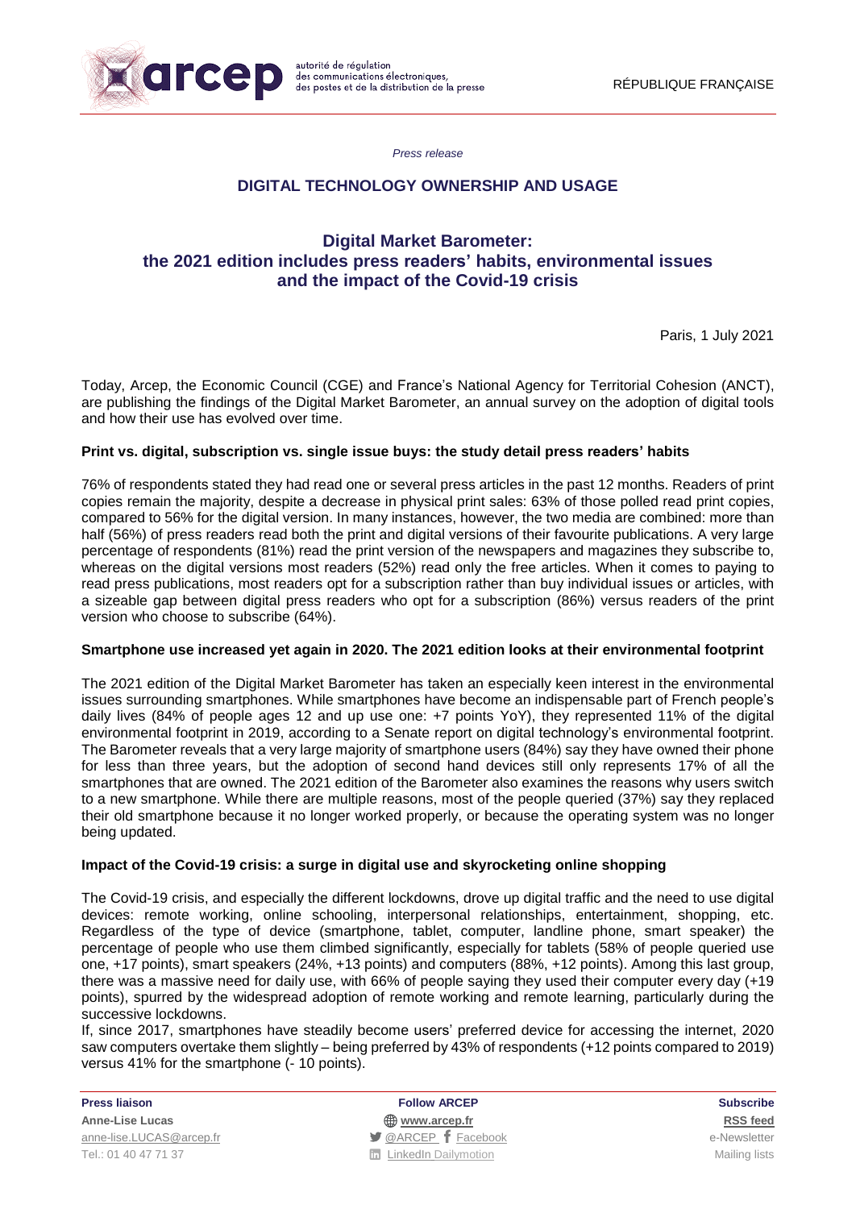*Press release*

## DIGITAL TECHNOLOGY OWNERSHIP AND USAGE

# Digital Market Barometer: the 2021 edition includes press readers' habits, environmental issues and the impact of the Covid-19 crisis

Paris, 1 July 2021

Today, Arcep, the Economic Council (CGE) and France's National Agency for Territorial Cohesion (ANCT), are publishing the findings of the Digital Market Barometer, an annual survey on the adoption of digital tools and how their use has evolved over time.

### Print vs. digital, subscription vs. single issue buys: the study detail press readers' habits

76% of respondents stated they had read one or several press articles in the past 12 months. Readers of print copies remain the majority, despite a decrease in physical print sales: 63% of those polled read print copies, compared to 56% for the digital version. In many instances, however, the two media are combined: more than half (56%) of press readers read both the print and digital versions of their favourite publications. A very large percentage of respondents (81%) read the print version of the newspapers and magazines they subscribe to, whereas on the digital versions most readers (52%) read only the free articles. When it comes to paying to read press publications, most readers opt for a subscription rather than buy individual issues or articles, with a sizeable gap between digital press readers who opt for a subscription (86%) versus readers of the print version who choose to subscribe (64%).

### Smartphone use increased yet again in 2020. The 2021 edition looks at their environmental footprint

The 2021 edition of the Digital Market Barometer has taken an especially keen interest in the environmental issues surrounding smartphones. While smartphones have become an indispensable part of French people's daily lives (84% of people ages 12 and up use one: +7 points YoY), they represented 11% of the digital environmental footprint in 2019, according to a Senate report on digital technology's environmental footprint. The Barometer reveals that a very large majority of smartphone users (84%) say they have owned their phone for less than three years, but the adoption of second hand devices still only represents 17% of all the smartphones that are owned. The 2021 edition of the Barometer also examines the reasons why users switch to a new smartphone. While there are multiple reasons, most of the people queried (37%) say they replaced their old smartphone because it no longer worked properly, or because the operating system was no longer being updated.

### Impact of the Covid-19 crisis: a surge in digital use and skyrocketing online shopping

The Covid-19 crisis, and especially the different lockdowns, drove up digital traffic and the need to use digital devices: remote working, online schooling, interpersonal relationships, entertainment, shopping, etc. Regardless of the type of device (smartphone, tablet, computer, landline phone, smart speaker) the percentage of people who use them climbed significantly, especially for tablets (58% of people queried use one, +17 points), smart speakers (24%, +13 points) and computers (88%, +12 points). Among this last group, there was a massive need for daily use, with 66% of people saying they used their computer every day (+19 points), spurred by the widespread adoption of remote working and remote learning, particularly during the successive lockdowns.

If, since 2017, smartphones have steadily become users' preferred device for accessing the internet, 2020 saw computers overtake them slightly – being preferred by 43% of respondents (+12 points compared to 2019) versus 41% for the smartphone (- 10 points).

**Press liaison**
**Anne-Lise Lucas**
anne-lise.LUCAS@arcep.fr
Tel.: 01 40 47 71 37

**Follow ARCEP**
**www.arcep.fr**
@ARCEP Facebook
LinkedIn Dailymotion

**Subscribe**
**RSS feed**
e-Newsletter
Mailing lists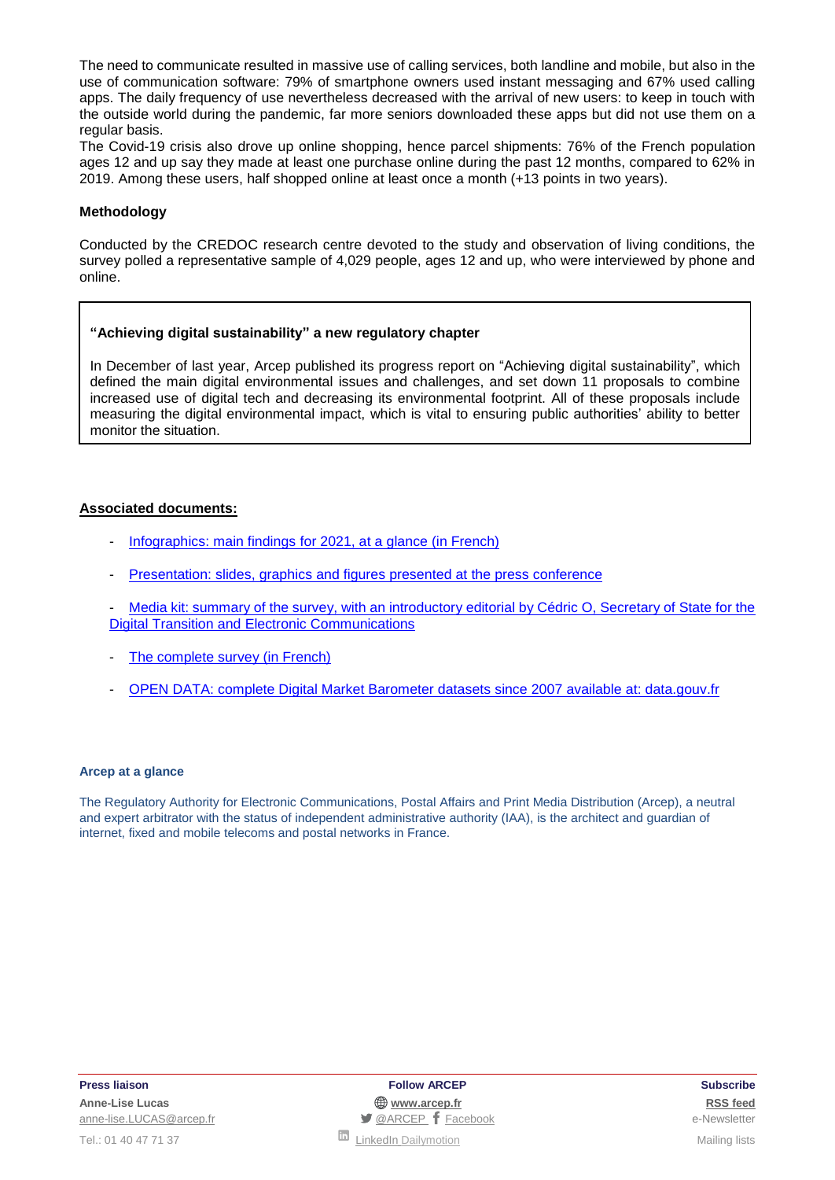The need to communicate resulted in massive use of calling services, both landline and mobile, but also in the use of communication software: 79% of smartphone owners used instant messaging and 67% used calling apps. The daily frequency of use nevertheless decreased with the arrival of new users: to keep in touch with the outside world during the pandemic, far more seniors downloaded these apps but did not use them on a regular basis.
The Covid-19 crisis also drove up online shopping, hence parcel shipments: 76% of the French population ages 12 and up say they made at least one purchase online during the past 12 months, compared to 62% in 2019. Among these users, half shopped online at least once a month (+13 points in two years).

**Methodology**

Conducted by the CREDOC research centre devoted to the study and observation of living conditions, the survey polled a representative sample of 4,029 people, ages 12 and up, who were interviewed by phone and online.

**"Achieving digital sustainability" a new regulatory chapter**

In December of last year, Arcep published its progress report on "Achieving digital sustainability", which defined the main digital environmental issues and challenges, and set down 11 proposals to combine increased use of digital tech and decreasing its environmental footprint. All of these proposals include measuring the digital environmental impact, which is vital to ensuring public authorities' ability to better monitor the situation.

**Associated documents:**

- Infographics: main findings for 2021, at a glance (in French)
- Presentation: slides, graphics and figures presented at the press conference
- Media kit: summary of the survey, with an introductory editorial by Cédric O, Secretary of State for the Digital Transition and Electronic Communications
- The complete survey (in French)
- OPEN DATA: complete Digital Market Barometer datasets since 2007 available at: data.gouv.fr

**Arcep at a glance**

The Regulatory Authority for Electronic Communications, Postal Affairs and Print Media Distribution (Arcep), a neutral and expert arbitrator with the status of independent administrative authority (IAA), is the architect and guardian of internet, fixed and mobile telecoms and postal networks in France.

**Press liaison**
**Anne-Lise Lucas**
anne-lise.LUCAS@arcep.fr
Tel.: 01 40 47 71 37

**Follow ARCEP**
www.arcep.fr
@ARCEP Facebook
LinkedIn Dailymotion

**Subscribe**
RSS feed
e-Newsletter
Mailing lists